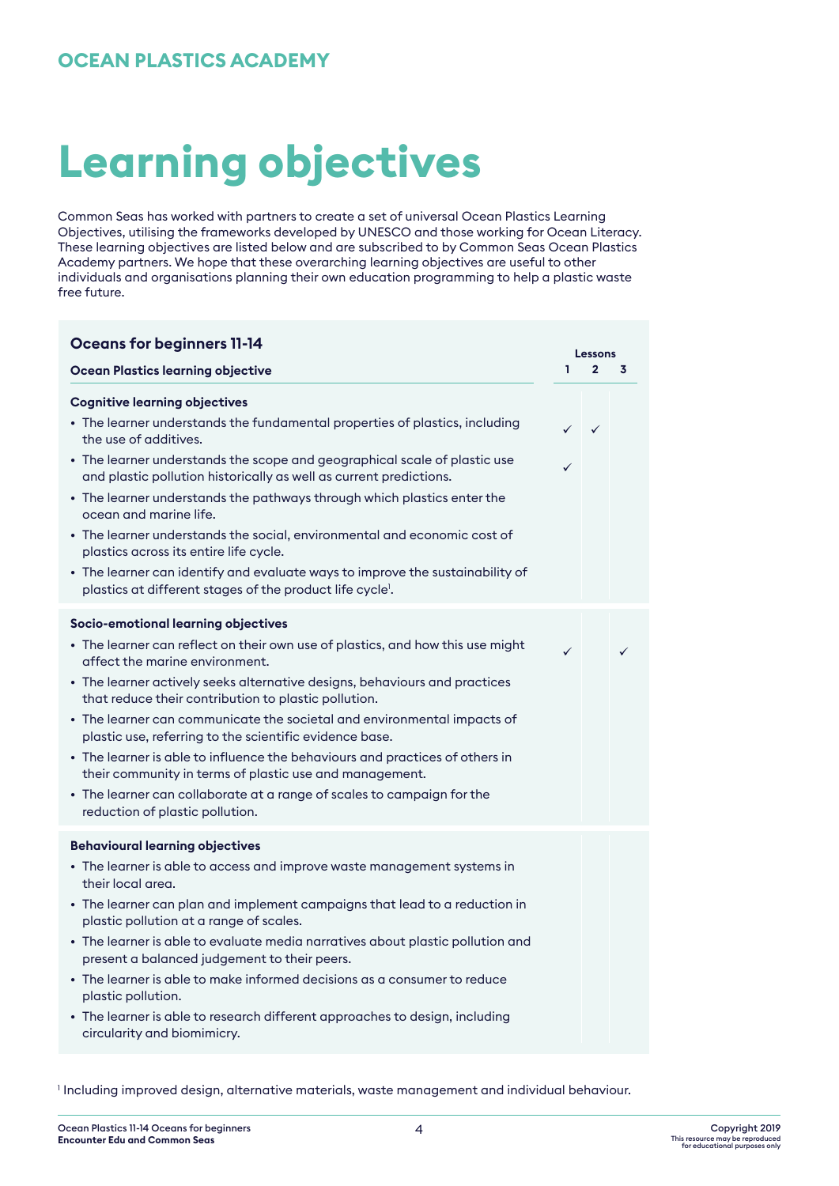OCEAN PLASTICS ACADEMY

# Learning objectives

Common Seas has worked with partners to create a set of universal Ocean Plastics Learning Objectives, utilising the frameworks developed by UNESCO and those working for Ocean Literacy. These learning objectives are listed below and are subscribed to by Common Seas Ocean Plastics Academy partners. We hope that these overarching learning objectives are useful to other individuals and organisations planning their own education programming to help a plastic waste free future.

## Oceans for beginners 11-14

| Ocean Plastics learning objective | Lessons 1 | 2 | 3 |
|---|---|---|---|
| **Cognitive learning objectives** | | | |
| • The learner understands the fundamental properties of plastics, including the use of additives. | ✓ | ✓ | |
| • The learner understands the scope and geographical scale of plastic use and plastic pollution historically as well as current predictions. | ✓ | | |
| • The learner understands the pathways through which plastics enter the ocean and marine life. | | | |
| • The learner understands the social, environmental and economic cost of plastics across its entire life cycle. | | | |
| • The learner can identify and evaluate ways to improve the sustainability of plastics at different stages of the product life cycle[1]. | | | |
| **Socio-emotional learning objectives** | | | |
| • The learner can reflect on their own use of plastics, and how this use might affect the marine environment. | ✓ | | ✓ |
| • The learner actively seeks alternative designs, behaviours and practices that reduce their contribution to plastic pollution. | | | |
| • The learner can communicate the societal and environmental impacts of plastic use, referring to the scientific evidence base. | | | |
| • The learner is able to influence the behaviours and practices of others in their community in terms of plastic use and management. | | | |
| • The learner can collaborate at a range of scales to campaign for the reduction of plastic pollution. | | | |
| **Behavioural learning objectives** | | | |
| • The learner is able to access and improve waste management systems in their local area. | | | |
| • The learner can plan and implement campaigns that lead to a reduction in plastic pollution at a range of scales. | | | |
| • The learner is able to evaluate media narratives about plastic pollution and present a balanced judgement to their peers. | | | |
| • The learner is able to make informed decisions as a consumer to reduce plastic pollution. | | | |
| • The learner is able to research different approaches to design, including circularity and biomimicry. | | | |

[1] Including improved design, alternative materials, waste management and individual behaviour.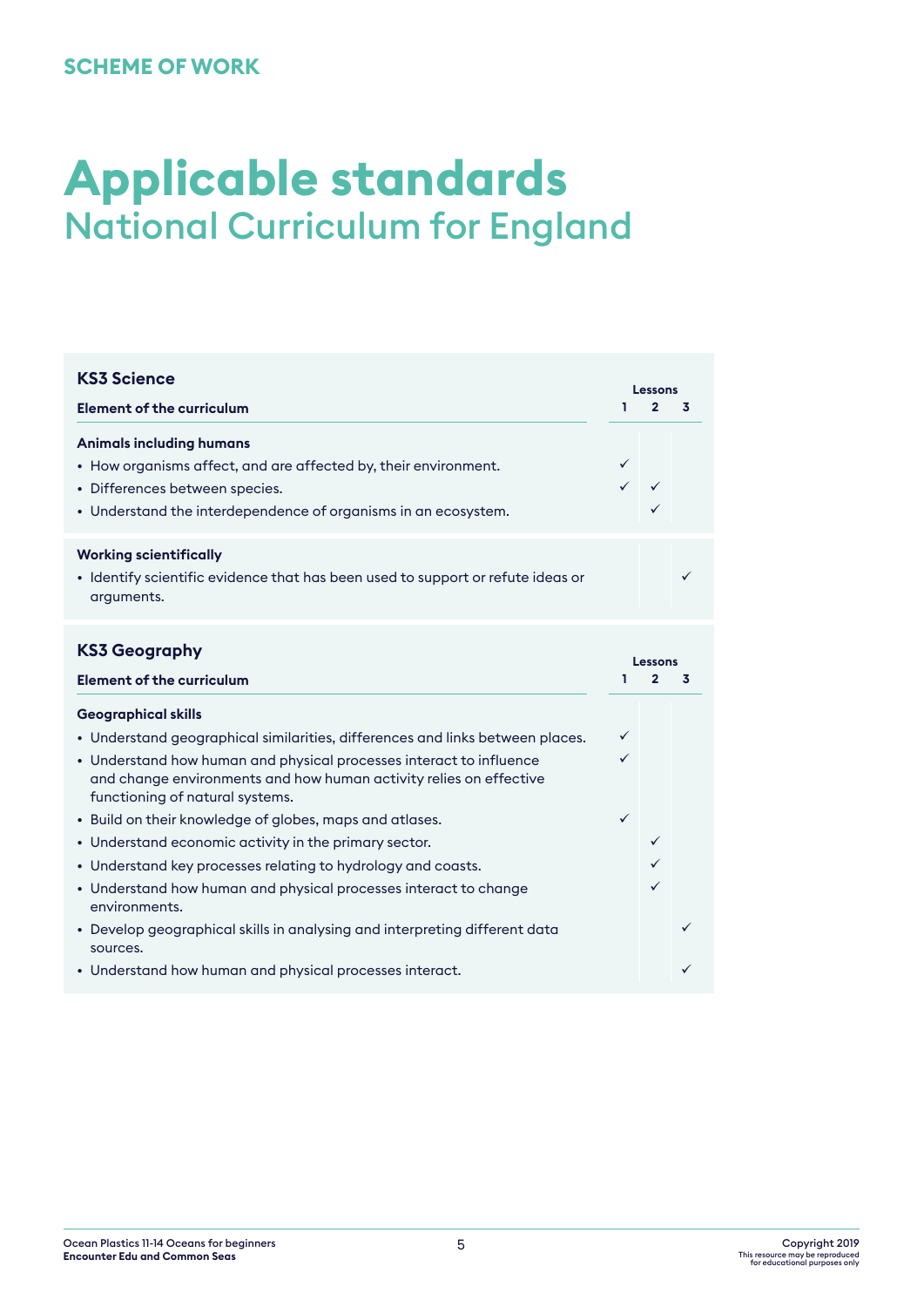SCHEME OF WORK

# Applicable standards

## National Curriculum for England

### KS3 Science

| Element of the curriculum | Lessons 1 | 2 | 3 |
|---|---|---|---|
| **Animals including humans** | | | |
| • How organisms affect, and are affected by, their environment. | ✓ | | |
| • Differences between species. | ✓ | ✓ | |
| • Understand the interdependence of organisms in an ecosystem. | | ✓ | |
| **Working scientifically** | | | |
| • Identify scientific evidence that has been used to support or refute ideas or arguments. | | | ✓ |

### KS3 Geography

| Element of the curriculum | Lessons 1 | 2 | 3 |
|---|---|---|---|
| **Geographical skills** | | | |
| • Understand geographical similarities, differences and links between places. | ✓ | | |
| • Understand how human and physical processes interact to influence and change environments and how human activity relies on effective functioning of natural systems. | ✓ | | |
| • Build on their knowledge of globes, maps and atlases. | ✓ | | |
| • Understand economic activity in the primary sector. | | ✓ | |
| • Understand key processes relating to hydrology and coasts. | | ✓ | |
| • Understand how human and physical processes interact to change environments. | | ✓ | |
| • Develop geographical skills in analysing and interpreting different data sources. | | | ✓ |
| • Understand how human and physical processes interact. | | | ✓ |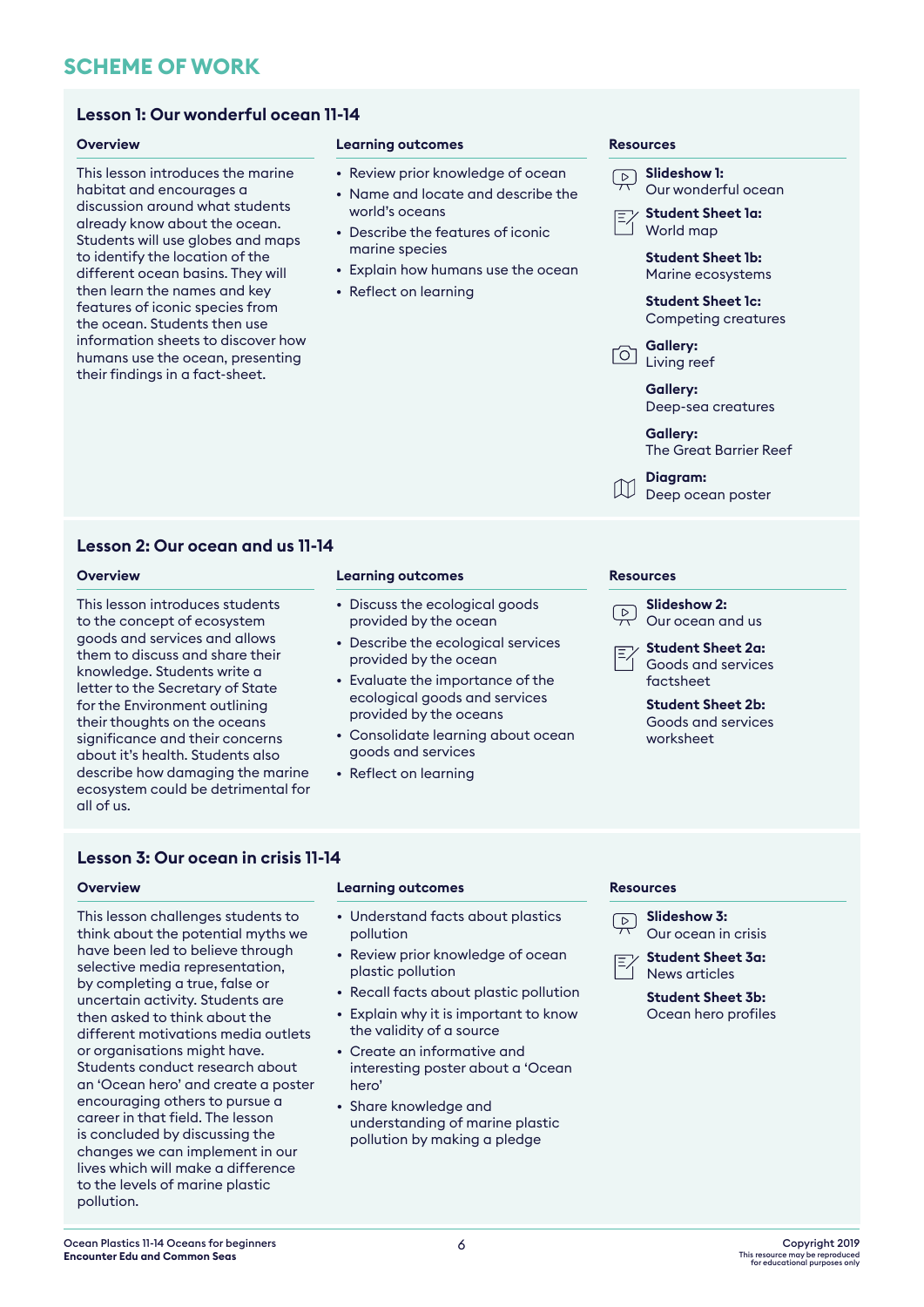# SCHEME OF WORK

## Lesson 1: Our wonderful ocean 11-14

### Overview

This lesson introduces the marine habitat and encourages a discussion around what students already know about the ocean. Students will use globes and maps to identify the location of the different ocean basins. They will then learn the names and key features of iconic species from the ocean. Students then use information sheets to discover how humans use the ocean, presenting their findings in a fact-sheet.

### Learning outcomes

- Review prior knowledge of ocean
- Name and locate and describe the world's oceans
- Describe the features of iconic marine species
- Explain how humans use the ocean
- Reflect on learning

### Resources

**Slideshow 1:** Our wonderful ocean

**Student Sheet 1a:** World map

**Student Sheet 1b:** Marine ecosystems

**Student Sheet 1c:** Competing creatures

**Gallery:** Living reef

**Gallery:** Deep-sea creatures

**Gallery:** The Great Barrier Reef

**Diagram:** Deep ocean poster

## Lesson 2: Our ocean and us 11-14

### Overview

This lesson introduces students to the concept of ecosystem goods and services and allows them to discuss and share their knowledge. Students write a letter to the Secretary of State for the Environment outlining their thoughts on the oceans significance and their concerns about it's health. Students also describe how damaging the marine ecosystem could be detrimental for all of us.

### Learning outcomes

- Discuss the ecological goods provided by the ocean
- Describe the ecological services provided by the ocean
- Evaluate the importance of the ecological goods and services provided by the oceans
- Consolidate learning about ocean goods and services
- Reflect on learning

### Resources

**Slideshow 2:** Our ocean and us

**Student Sheet 2a:** Goods and services factsheet

**Student Sheet 2b:** Goods and services worksheet

## Lesson 3: Our ocean in crisis 11-14

### Overview

This lesson challenges students to think about the potential myths we have been led to believe through selective media representation, by completing a true, false or uncertain activity. Students are then asked to think about the different motivations media outlets or organisations might have. Students conduct research about an 'Ocean hero' and create a poster encouraging others to pursue a career in that field. The lesson is concluded by discussing the changes we can implement in our lives which will make a difference to the levels of marine plastic pollution.

### Learning outcomes

- Understand facts about plastics pollution
- Review prior knowledge of ocean plastic pollution
- Recall facts about plastic pollution
- Explain why it is important to know the validity of a source
- Create an informative and interesting poster about a 'Ocean hero'
- Share knowledge and understanding of marine plastic pollution by making a pledge

### Resources

**Slideshow 3:** Our ocean in crisis

**Student Sheet 3a:** News articles

**Student Sheet 3b:** Ocean hero profiles